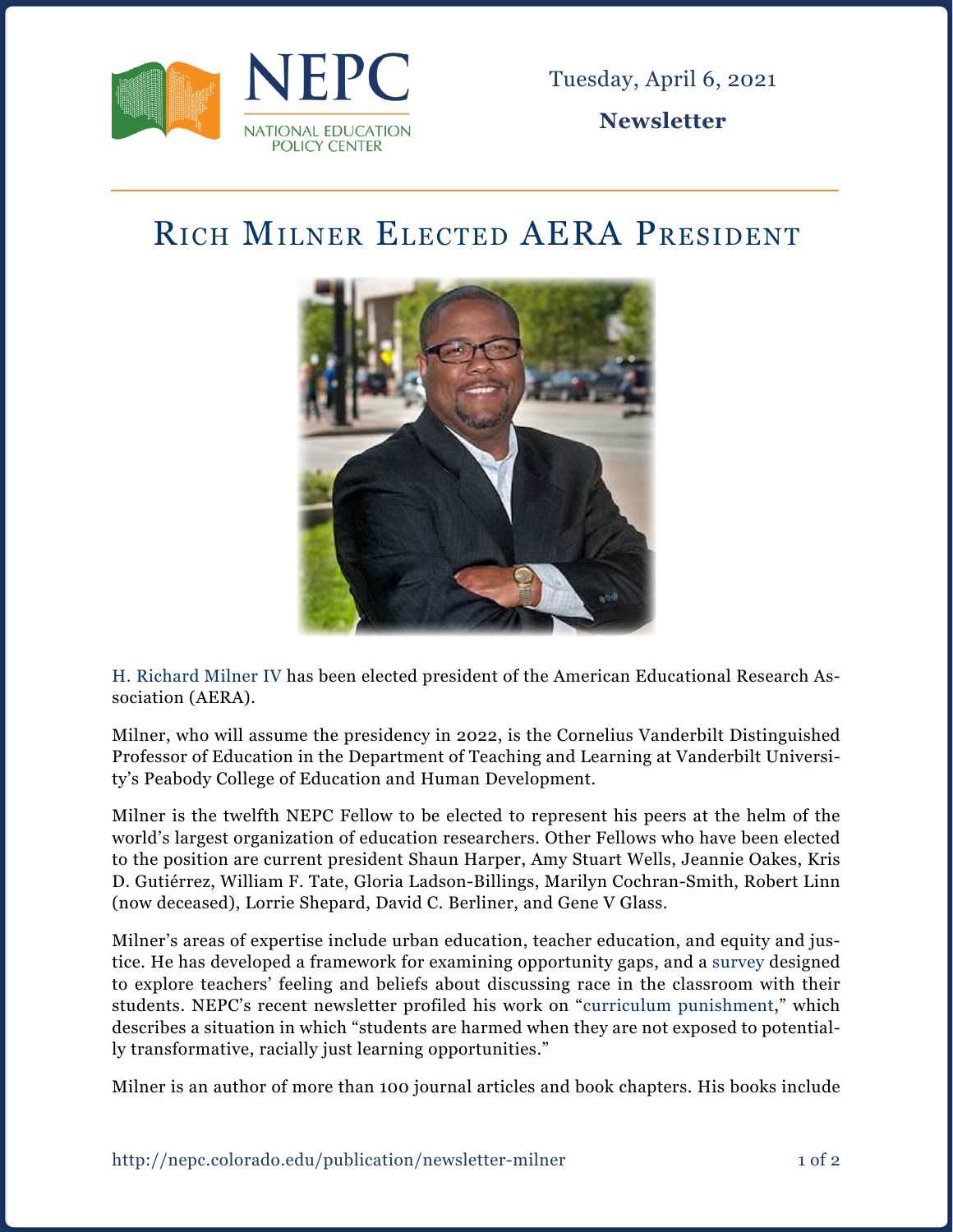Tuesday, April 6, 2021

**Newsletter**

# Rich Milner Elected AERA President

H. Richard Milner IV has been elected president of the American Educational Research Association (AERA).

Milner, who will assume the presidency in 2022, is the Cornelius Vanderbilt Distinguished Professor of Education in the Department of Teaching and Learning at Vanderbilt University's Peabody College of Education and Human Development.

Milner is the twelfth NEPC Fellow to be elected to represent his peers at the helm of the world's largest organization of education researchers. Other Fellows who have been elected to the position are current president Shaun Harper, Amy Stuart Wells, Jeannie Oakes, Kris D. Gutiérrez, William F. Tate, Gloria Ladson-Billings, Marilyn Cochran-Smith, Robert Linn (now deceased), Lorrie Shepard, David C. Berliner, and Gene V Glass.

Milner's areas of expertise include urban education, teacher education, and equity and justice. He has developed a framework for examining opportunity gaps, and a survey designed to explore teachers' feeling and beliefs about discussing race in the classroom with their students. NEPC's recent newsletter profiled his work on "curriculum punishment," which describes a situation in which "students are harmed when they are not exposed to potentially transformative, racially just learning opportunities."

Milner is an author of more than 100 journal articles and book chapters. His books include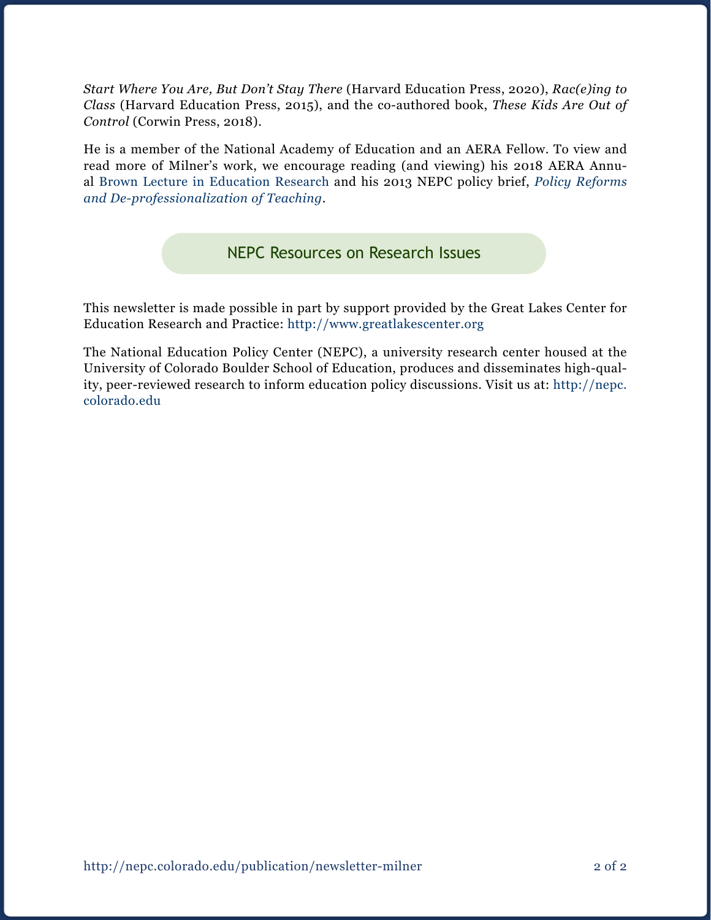*Start Where You Are, But Don't Stay There* (Harvard Education Press, 2020), *Rac(e)ing to Class* (Harvard Education Press, 2015), and the co-authored book, *These Kids Are Out of Control* (Corwin Press, 2018).

He is a member of the National Academy of Education and an AERA Fellow. To view and read more of Milner's work, we encourage reading (and viewing) his 2018 AERA Annual Brown Lecture in Education Research and his 2013 NEPC policy brief, *Policy Reforms and De-professionalization of Teaching*.

## NEPC Resources on Research Issues

This newsletter is made possible in part by support provided by the Great Lakes Center for Education Research and Practice: http://www.greatlakescenter.org

The National Education Policy Center (NEPC), a university research center housed at the University of Colorado Boulder School of Education, produces and disseminates high-quality, peer-reviewed research to inform education policy discussions. Visit us at: http://nepc.colorado.edu